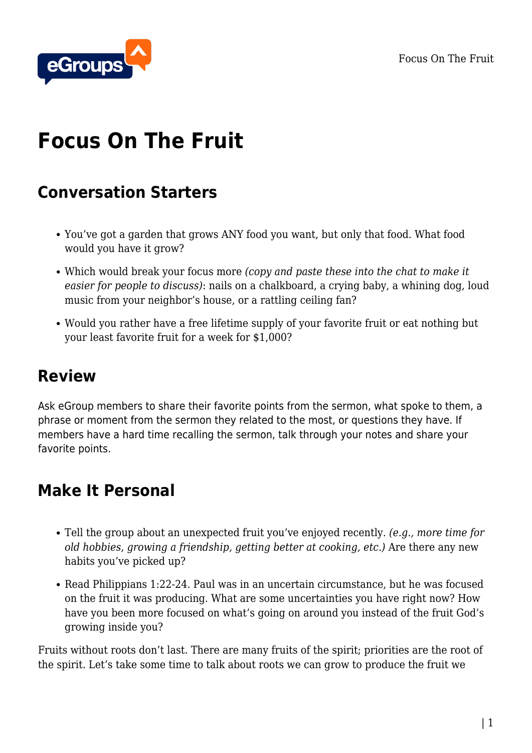# Focus On The Fruit

## Conversation Starters

- You've got a garden that grows ANY food you want, but only that food. What food would you have it grow?
- Which would break your focus more *(copy and paste these into the chat to make it easier for people to discuss)*: nails on a chalkboard, a crying baby, a whining dog, loud music from your neighbor's house, or a rattling ceiling fan?
- Would you rather have a free lifetime supply of your favorite fruit or eat nothing but your least favorite fruit for a week for $1,000?

## Review

Ask eGroup members to share their favorite points from the sermon, what spoke to them, a phrase or moment from the sermon they related to the most, or questions they have. If members have a hard time recalling the sermon, talk through your notes and share your favorite points.

## Make It Personal

- Tell the group about an unexpected fruit you've enjoyed recently. *(e.g., more time for old hobbies, growing a friendship, getting better at cooking, etc.)* Are there any new habits you've picked up?
- Read Philippians 1:22-24. Paul was in an uncertain circumstance, but he was focused on the fruit it was producing. What are some uncertainties you have right now? How have you been more focused on what's going on around you instead of the fruit God's growing inside you?

Fruits without roots don't last. There are many fruits of the spirit; priorities are the root of the spirit. Let's take some time to talk about roots we can grow to produce the fruit we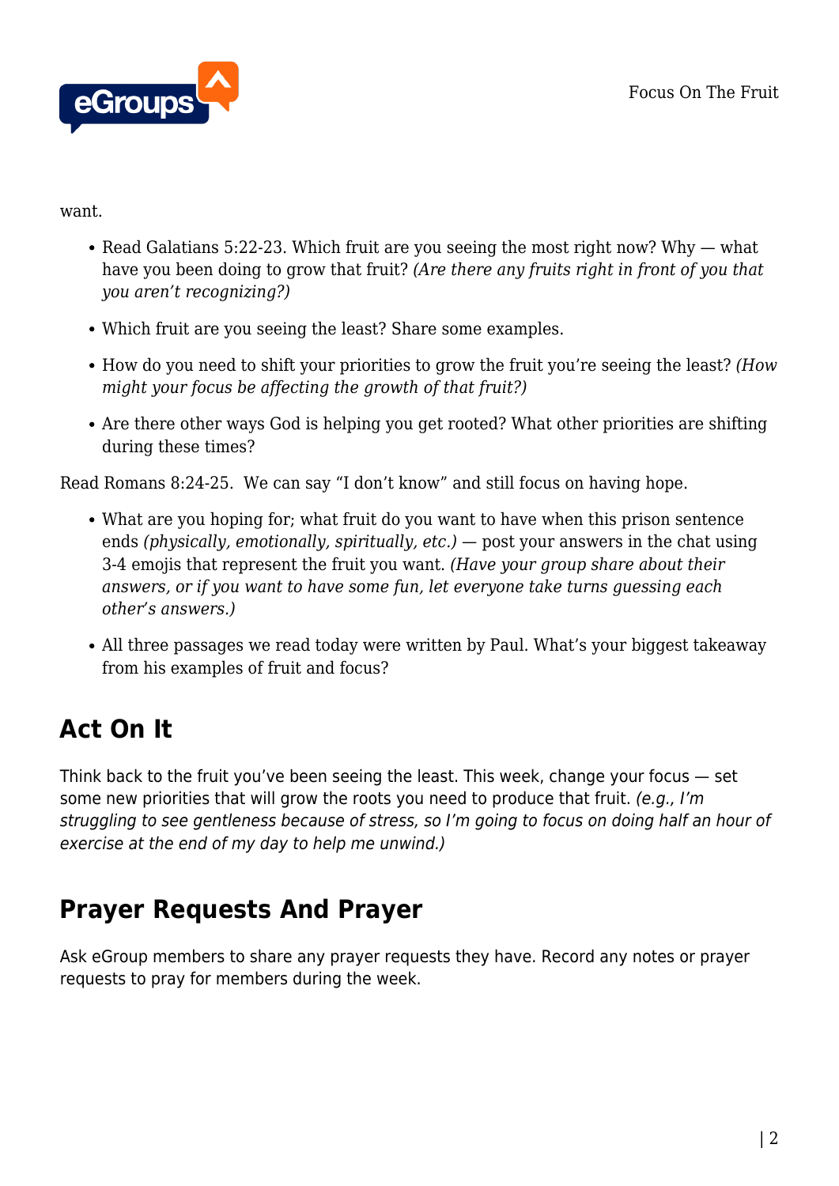want.

- Read Galatians 5:22-23. Which fruit are you seeing the most right now? Why — what have you been doing to grow that fruit? *(Are there any fruits right in front of you that you aren't recognizing?)*
- Which fruit are you seeing the least? Share some examples.
- How do you need to shift your priorities to grow the fruit you're seeing the least? *(How might your focus be affecting the growth of that fruit?)*
- Are there other ways God is helping you get rooted? What other priorities are shifting during these times?

Read Romans 8:24-25. We can say "I don't know" and still focus on having hope.

- What are you hoping for; what fruit do you want to have when this prison sentence ends *(physically, emotionally, spiritually, etc.)* — post your answers in the chat using 3-4 emojis that represent the fruit you want. *(Have your group share about their answers, or if you want to have some fun, let everyone take turns guessing each other's answers.)*
- All three passages we read today were written by Paul. What's your biggest takeaway from his examples of fruit and focus?

## Act On It

Think back to the fruit you've been seeing the least. This week, change your focus — set some new priorities that will grow the roots you need to produce that fruit. *(e.g., I'm struggling to see gentleness because of stress, so I'm going to focus on doing half an hour of exercise at the end of my day to help me unwind.)*

## Prayer Requests And Prayer

Ask eGroup members to share any prayer requests they have. Record any notes or prayer requests to pray for members during the week.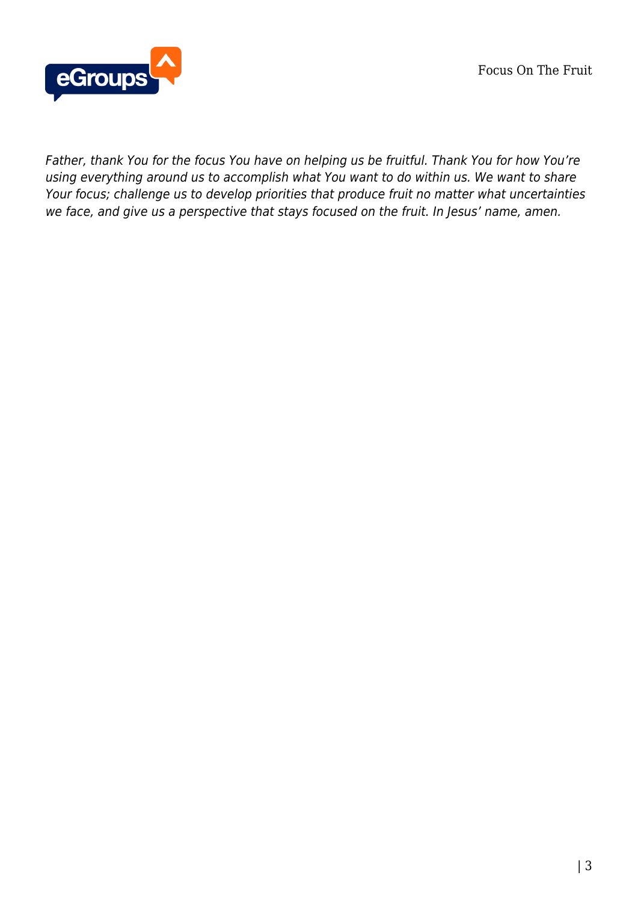*Father, thank You for the focus You have on helping us be fruitful. Thank You for how You're using everything around us to accomplish what You want to do within us. We want to share Your focus; challenge us to develop priorities that produce fruit no matter what uncertainties we face, and give us a perspective that stays focused on the fruit. In Jesus' name, amen.*